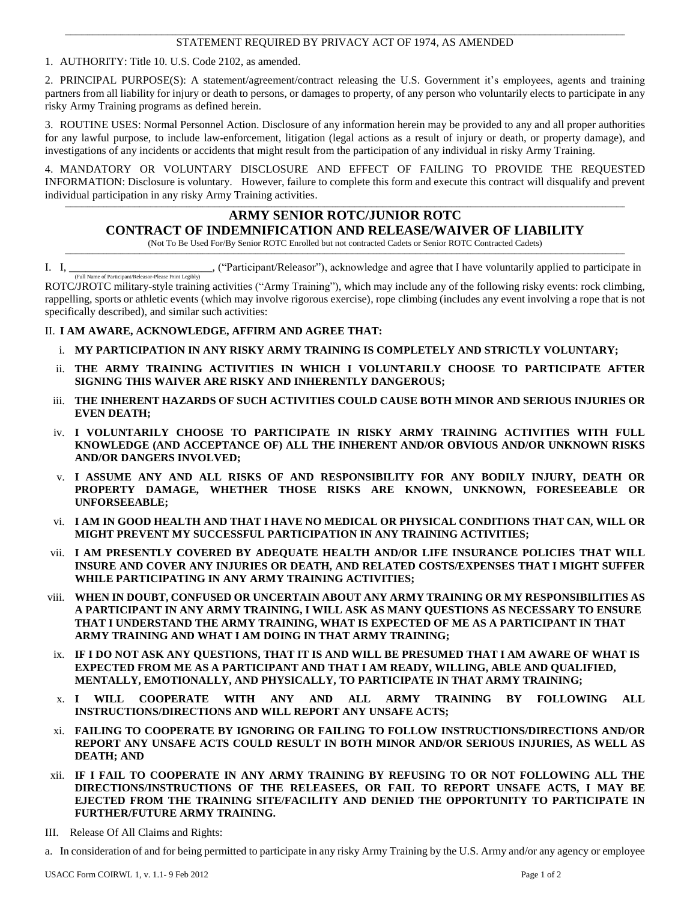STATEMENT REQUIRED BY PRIVACY ACT OF 1974, AS AMENDED

1. AUTHORITY: Title 10. U.S. Code 2102, as amended.

2. PRINCIPAL PURPOSE(S): A statement/agreement/contract releasing the U.S. Government it's employees, agents and training partners from all liability for injury or death to persons, or damages to property, of any person who voluntarily elects to participate in any risky Army Training programs as defined herein.

3. ROUTINE USES: Normal Personnel Action. Disclosure of any information herein may be provided to any and all proper authorities for any lawful purpose, to include law-enforcement, litigation (legal actions as a result of injury or death, or property damage), and investigations of any incidents or accidents that might result from the participation of any individual in risky Army Training.

4. MANDATORY OR VOLUNTARY DISCLOSURE AND EFFECT OF FAILING TO PROVIDE THE REQUESTED INFORMATION: Disclosure is voluntary. However, failure to complete this form and execute this contract will disqualify and prevent individual participation in any risky Army Training activities.

# ARMY SENIOR ROTC/JUNIOR ROTC
# CONTRACT OF INDEMNIFICATION AND RELEASE/WAIVER OF LIABILITY

(Not To Be Used For/By Senior ROTC Enrolled but not contracted Cadets or Senior ROTC Contracted Cadets)

I. I, ____________________________ (Full Name of Participant/Releasor-Please Print Legibly), ("Participant/Releasor"), acknowledge and agree that I have voluntarily applied to participate in ROTC/JROTC military-style training activities ("Army Training"), which may include any of the following risky events: rock climbing, rappelling, sports or athletic events (which may involve rigorous exercise), rope climbing (includes any event involving a rope that is not specifically described), and similar such activities:

II. **I AM AWARE, ACKNOWLEDGE, AFFIRM AND AGREE THAT:**

i. **MY PARTICIPATION IN ANY RISKY ARMY TRAINING IS COMPLETELY AND STRICTLY VOLUNTARY;**

ii. **THE ARMY TRAINING ACTIVITIES IN WHICH I VOLUNTARILY CHOOSE TO PARTICIPATE AFTER SIGNING THIS WAIVER ARE RISKY AND INHERENTLY DANGEROUS;**

iii. **THE INHERENT HAZARDS OF SUCH ACTIVITIES COULD CAUSE BOTH MINOR AND SERIOUS INJURIES OR EVEN DEATH;**

iv. **I VOLUNTARILY CHOOSE TO PARTICIPATE IN RISKY ARMY TRAINING ACTIVITIES WITH FULL KNOWLEDGE (AND ACCEPTANCE OF) ALL THE INHERENT AND/OR OBVIOUS AND/OR UNKNOWN RISKS AND/OR DANGERS INVOLVED;**

v. **I ASSUME ANY AND ALL RISKS OF AND RESPONSIBILITY FOR ANY BODILY INJURY, DEATH OR PROPERTY DAMAGE, WHETHER THOSE RISKS ARE KNOWN, UNKNOWN, FORESEEABLE OR UNFORSEEABLE;**

vi. **I AM IN GOOD HEALTH AND THAT I HAVE NO MEDICAL OR PHYSICAL CONDITIONS THAT CAN, WILL OR MIGHT PREVENT MY SUCCESSFUL PARTICIPATION IN ANY TRAINING ACTIVITIES;**

vii. **I AM PRESENTLY COVERED BY ADEQUATE HEALTH AND/OR LIFE INSURANCE POLICIES THAT WILL INSURE AND COVER ANY INJURIES OR DEATH, AND RELATED COSTS/EXPENSES THAT I MIGHT SUFFER WHILE PARTICIPATING IN ANY ARMY TRAINING ACTIVITIES;**

viii. **WHEN IN DOUBT, CONFUSED OR UNCERTAIN ABOUT ANY ARMY TRAINING OR MY RESPONSIBILITIES AS A PARTICIPANT IN ANY ARMY TRAINING, I WILL ASK AS MANY QUESTIONS AS NECESSARY TO ENSURE THAT I UNDERSTAND THE ARMY TRAINING, WHAT IS EXPECTED OF ME AS A PARTICIPANT IN THAT ARMY TRAINING AND WHAT I AM DOING IN THAT ARMY TRAINING;**

ix. **IF I DO NOT ASK ANY QUESTIONS, THAT IT IS AND WILL BE PRESUMED THAT I AM AWARE OF WHAT IS EXPECTED FROM ME AS A PARTICIPANT AND THAT I AM READY, WILLING, ABLE AND QUALIFIED, MENTALLY, EMOTIONALLY, AND PHYSICALLY, TO PARTICIPATE IN THAT ARMY TRAINING;**

x. **I WILL COOPERATE WITH ANY AND ALL ARMY TRAINING BY FOLLOWING ALL INSTRUCTIONS/DIRECTIONS AND WILL REPORT ANY UNSAFE ACTS;**

xi. **FAILING TO COOPERATE BY IGNORING OR FAILING TO FOLLOW INSTRUCTIONS/DIRECTIONS AND/OR REPORT ANY UNSAFE ACTS COULD RESULT IN BOTH MINOR AND/OR SERIOUS INJURIES, AS WELL AS DEATH; AND**

xii. **IF I FAIL TO COOPERATE IN ANY ARMY TRAINING BY REFUSING TO OR NOT FOLLOWING ALL THE DIRECTIONS/INSTRUCTIONS OF THE RELEASEES, OR FAIL TO REPORT UNSAFE ACTS, I MAY BE EJECTED FROM THE TRAINING SITE/FACILITY AND DENIED THE OPPORTUNITY TO PARTICIPATE IN FURTHER/FUTURE ARMY TRAINING.**

III. Release Of All Claims and Rights:

a. In consideration of and for being permitted to participate in any risky Army Training by the U.S. Army and/or any agency or employee

USACC Form COIRWL 1, v. 1.1- 9 Feb 2012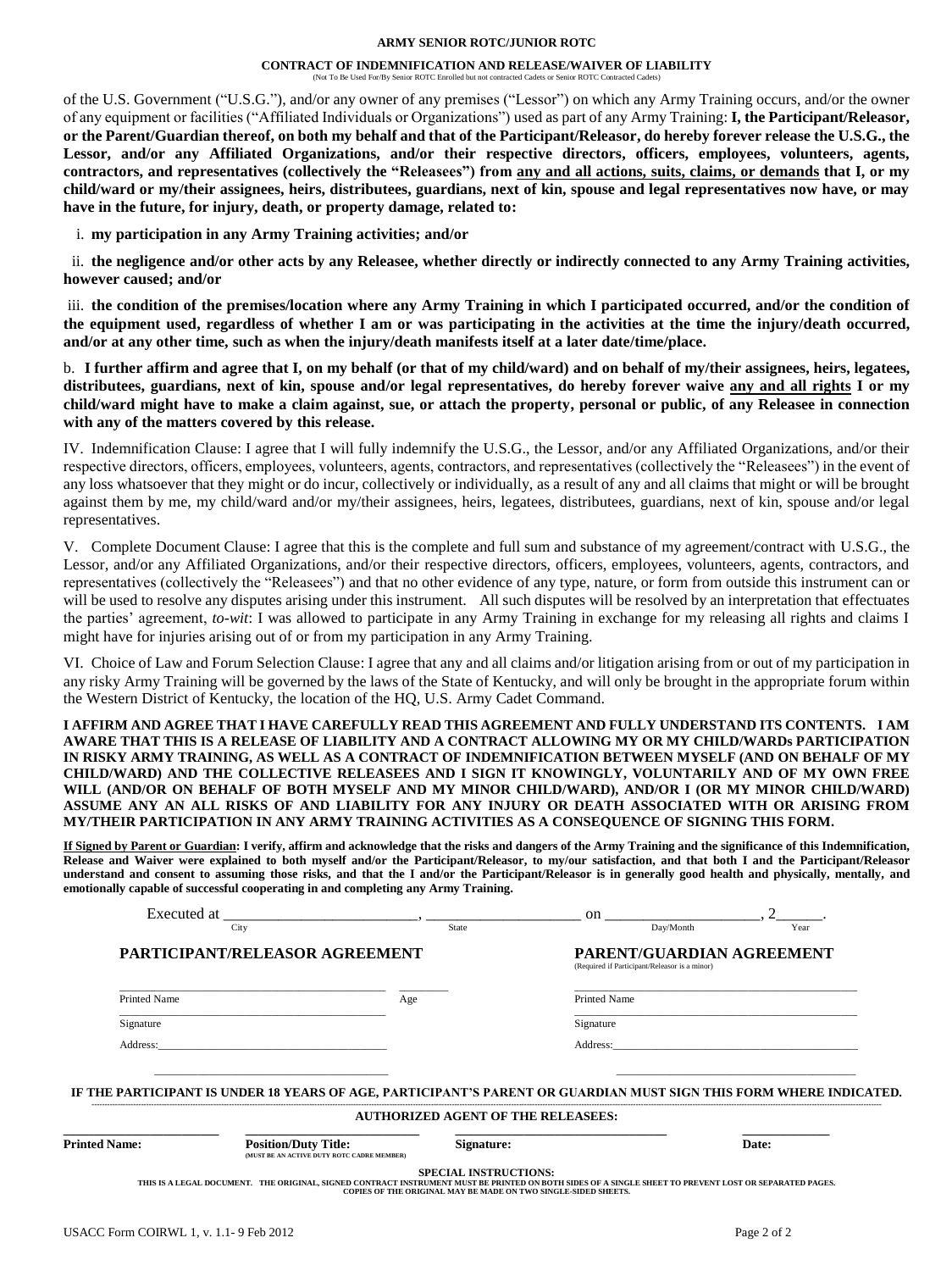**ARMY SENIOR ROTC/JUNIOR ROTC**

**CONTRACT OF INDEMNIFICATION AND RELEASE/WAIVER OF LIABILITY**
(Not To Be Used For/By Senior ROTC Enrolled but not contracted Cadets or Senior ROTC Contracted Cadets)

of the U.S. Government ("U.S.G."), and/or any owner of any premises ("Lessor") on which any Army Training occurs, and/or the owner of any equipment or facilities ("Affiliated Individuals or Organizations") used as part of any Army Training: **I, the Participant/Releasor, or the Parent/Guardian thereof, on both my behalf and that of the Participant/Releasor, do hereby forever release the U.S.G., the Lessor, and/or any Affiliated Organizations, and/or their respective directors, officers, employees, volunteers, agents, contractors, and representatives (collectively the "Releasees") from any and all actions, suits, claims, or demands that I, or my child/ward or my/their assignees, heirs, distributees, guardians, next of kin, spouse and legal representatives now have, or may have in the future, for injury, death, or property damage, related to:**

i. **my participation in any Army Training activities; and/or**

ii. **the negligence and/or other acts by any Releasee, whether directly or indirectly connected to any Army Training activities, however caused; and/or**

iii. **the condition of the premises/location where any Army Training in which I participated occurred, and/or the condition of the equipment used, regardless of whether I am or was participating in the activities at the time the injury/death occurred, and/or at any other time, such as when the injury/death manifests itself at a later date/time/place.**

b. **I further affirm and agree that I, on my behalf (or that of my child/ward) and on behalf of my/their assignees, heirs, legatees, distributees, guardians, next of kin, spouse and/or legal representatives, do hereby forever waive any and all rights I or my child/ward might have to make a claim against, sue, or attach the property, personal or public, of any Releasee in connection with any of the matters covered by this release.**

IV. Indemnification Clause: I agree that I will fully indemnify the U.S.G., the Lessor, and/or any Affiliated Organizations, and/or their respective directors, officers, employees, volunteers, agents, contractors, and representatives (collectively the "Releasees") in the event of any loss whatsoever that they might or do incur, collectively or individually, as a result of any and all claims that might or will be brought against them by me, my child/ward and/or my/their assignees, heirs, legatees, distributees, guardians, next of kin, spouse and/or legal representatives.

V. Complete Document Clause: I agree that this is the complete and full sum and substance of my agreement/contract with U.S.G., the Lessor, and/or any Affiliated Organizations, and/or their respective directors, officers, employees, volunteers, agents, contractors, and representatives (collectively the "Releasees") and that no other evidence of any type, nature, or form from outside this instrument can or will be used to resolve any disputes arising under this instrument. All such disputes will be resolved by an interpretation that effectuates the parties' agreement, *to-wit*: I was allowed to participate in any Army Training in exchange for my releasing all rights and claims I might have for injuries arising out of or from my participation in any Army Training.

VI. Choice of Law and Forum Selection Clause: I agree that any and all claims and/or litigation arising from or out of my participation in any risky Army Training will be governed by the laws of the State of Kentucky, and will only be brought in the appropriate forum within the Western District of Kentucky, the location of the HQ, U.S. Army Cadet Command.

**I AFFIRM AND AGREE THAT I HAVE CAREFULLY READ THIS AGREEMENT AND FULLY UNDERSTAND ITS CONTENTS. I AM AWARE THAT THIS IS A RELEASE OF LIABILITY AND A CONTRACT ALLOWING MY OR MY CHILD/WARDs PARTICIPATION IN RISKY ARMY TRAINING, AS WELL AS A CONTRACT OF INDEMNIFICATION BETWEEN MYSELF (AND ON BEHALF OF MY CHILD/WARD) AND THE COLLECTIVE RELEASEES AND I SIGN IT KNOWINGLY, VOLUNTARILY AND OF MY OWN FREE WILL (AND/OR ON BEHALF OF BOTH MYSELF AND MY MINOR CHILD/WARD), AND/OR I (OR MY MINOR CHILD/WARD) ASSUME ANY AN ALL RISKS OF AND LIABILITY FOR ANY INJURY OR DEATH ASSOCIATED WITH OR ARISING FROM MY/THEIR PARTICIPATION IN ANY ARMY TRAINING ACTIVITIES AS A CONSEQUENCE OF SIGNING THIS FORM.**

**<u>If Signed by Parent or Guardian</u>: I verify, affirm and acknowledge that the risks and dangers of the Army Training and the significance of this Indemnification, Release and Waiver were explained to both myself and/or the Participant/Releasor, to my/our satisfaction, and that both I and the Participant/Releasor understand and consent to assuming those risks, and that the I and/or the Participant/Releasor is in generally good health and physically, mentally, and emotionally capable of successful cooperating in and completing any Army Training.**

Executed at ________________________, ____________________ on ____________________, 2______.
City State Day/Month Year

| **PARTICIPANT/RELEASOR AGREEMENT** | | **PARENT/GUARDIAN AGREEMENT** (Required if Participant/Releasor is a minor) |
|---|---|---|
| Printed Name | Age | Printed Name |
| Signature | | Signature |
| Address: | | Address: |

**IF THE PARTICIPANT IS UNDER 18 YEARS OF AGE, PARTICIPANT'S PARENT OR GUARDIAN MUST SIGN THIS FORM WHERE INDICATED.**

**AUTHORIZED AGENT OF THE RELEASEES:**

| **Printed Name:** | **Position/Duty Title:** (MUST BE AN ACTIVE DUTY ROTC CADRE MEMBER) | **Signature:** | **Date:** |
|---|---|---|---|

**SPECIAL INSTRUCTIONS:**
**THIS IS A LEGAL DOCUMENT. THE ORIGINAL, SIGNED CONTRACT INSTRUMENT MUST BE PRINTED ON BOTH SIDES OF A SINGLE SHEET TO PREVENT LOST OR SEPARATED PAGES. COPIES OF THE ORIGINAL MAY BE MADE ON TWO SINGLE-SIDED SHEETS.**

USACC Form COIRWL 1, v. 1.1- 9 Feb 2012